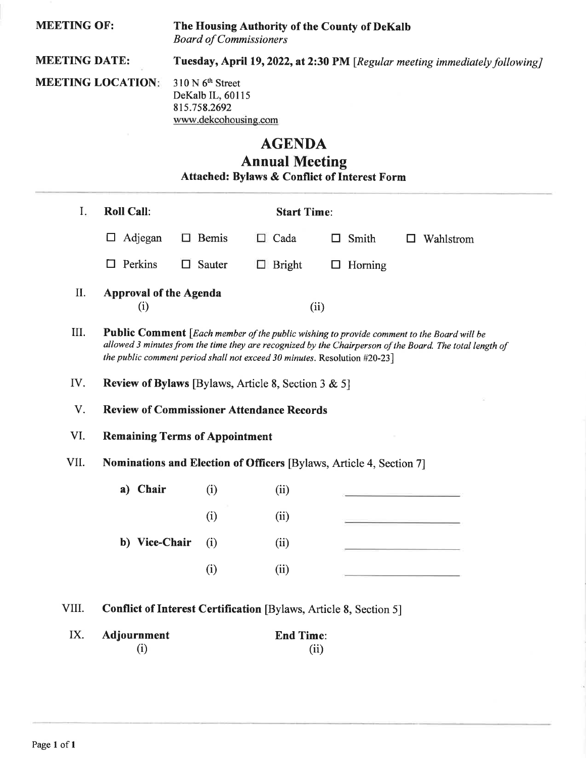**MEETING OF:** **The Housing Authority of the County of DeKalb**
*Board of Commissioners*

**MEETING DATE:** **Tuesday, April 19, 2022, at 2:30 PM** [*Regular meeting immediately following*]

**MEETING LOCATION:** 310 N 6th Street
DeKalb IL, 60115
815.758.2692
www.dekcohousing.com

# AGENDA

## Annual Meeting

### Attached: Bylaws & Conflict of Interest Form

I. **Roll Call:** **Start Time:**

☐ Adjegan ☐ Bemis ☐ Cada ☐ Smith ☐ Wahlstrom

☐ Perkins ☐ Sauter ☐ Bright ☐ Horning

II. **Approval of the Agenda**
(i) (ii)

III. **Public Comment** [*Each member of the public wishing to provide comment to the Board will be allowed 3 minutes from the time they are recognized by the Chairperson of the Board. The total length of the public comment period shall not exceed 30 minutes.* Resolution #20-23]

IV. **Review of Bylaws** [Bylaws, Article 8, Section 3 & 5]

V. **Review of Commissioner Attendance Records**

VI. **Remaining Terms of Appointment**

VII. **Nominations and Election of Officers** [Bylaws, Article 4, Section 7]

| | | | |
|---|---|---|---|
| **a) Chair** | (i) | (ii) | ________ |
| | (i) | (ii) | ________ |
| **b) Vice-Chair** | (i) | (ii) | ________ |
| | (i) | (ii) | ________ |

VIII. **Conflict of Interest Certification** [Bylaws, Article 8, Section 5]

IX. **Adjournment** **End Time:**
(i) (ii)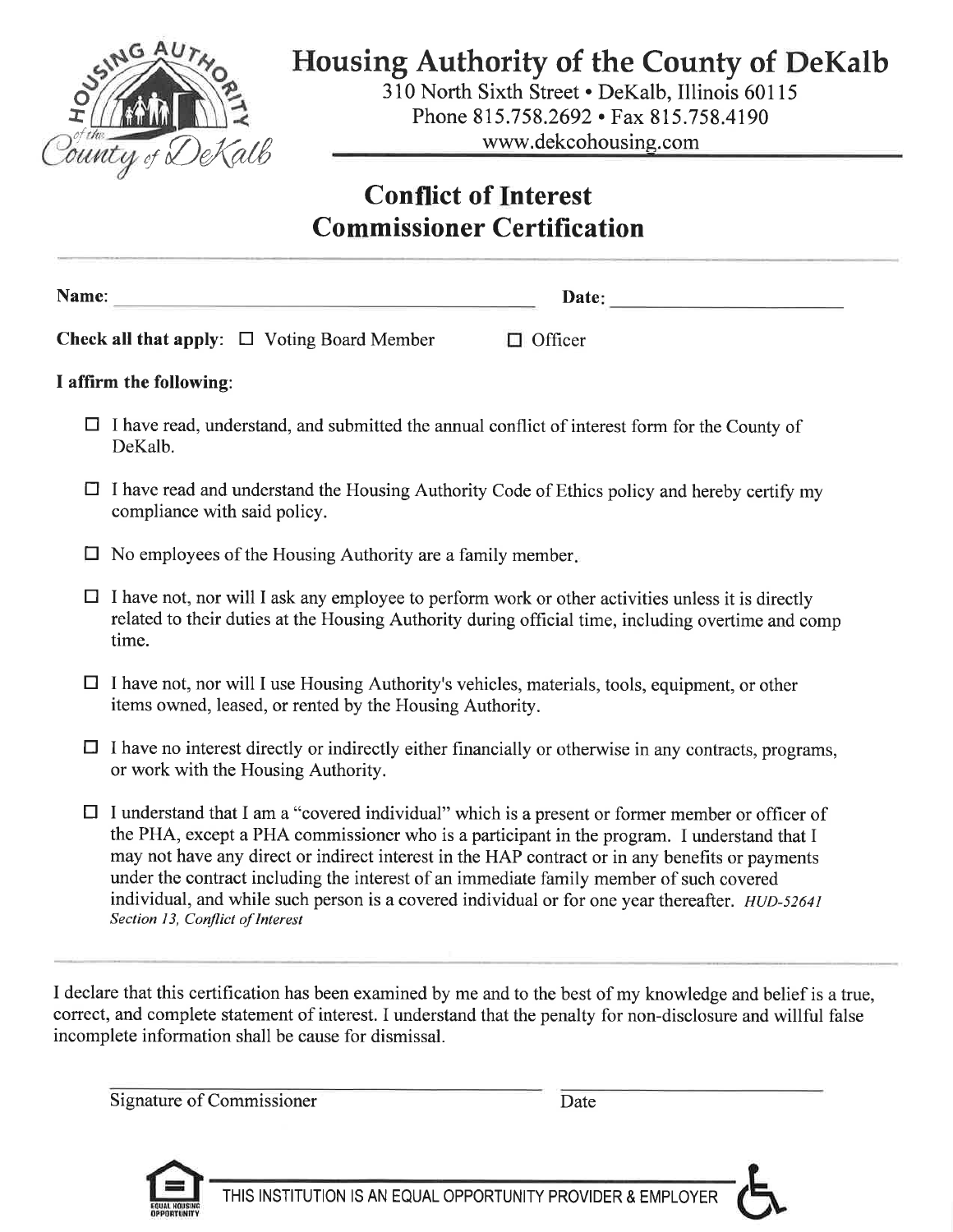# Housing Authority of the County of DeKalb

310 North Sixth Street • DeKalb, Illinois 60115
Phone 815.758.2692 • Fax 815.758.4190
www.dekcohousing.com

## Conflict of Interest Commissioner Certification

**Name:** ______________________________ **Date:** ____________________

**Check all that apply:** ☐ Voting Board Member ☐ Officer

**I affirm the following:**

- ☐ I have read, understand, and submitted the annual conflict of interest form for the County of DeKalb.
- ☐ I have read and understand the Housing Authority Code of Ethics policy and hereby certify my compliance with said policy.
- ☐ No employees of the Housing Authority are a family member.
- ☐ I have not, nor will I ask any employee to perform work or other activities unless it is directly related to their duties at the Housing Authority during official time, including overtime and comp time.
- ☐ I have not, nor will I use Housing Authority's vehicles, materials, tools, equipment, or other items owned, leased, or rented by the Housing Authority.
- ☐ I have no interest directly or indirectly either financially or otherwise in any contracts, programs, or work with the Housing Authority.
- ☐ I understand that I am a "covered individual" which is a present or former member or officer of the PHA, except a PHA commissioner who is a participant in the program. I understand that I may not have any direct or indirect interest in the HAP contract or in any benefits or payments under the contract including the interest of an immediate family member of such covered individual, and while such person is a covered individual or for one year thereafter. *HUD-52641 Section 13, Conflict of Interest*

I declare that this certification has been examined by me and to the best of my knowledge and belief is a true, correct, and complete statement of interest. I understand that the penalty for non-disclosure and willful false incomplete information shall be cause for dismissal.

______________________________ ____________________
Signature of Commissioner Date

THIS INSTITUTION IS AN EQUAL OPPORTUNITY PROVIDER & EMPLOYER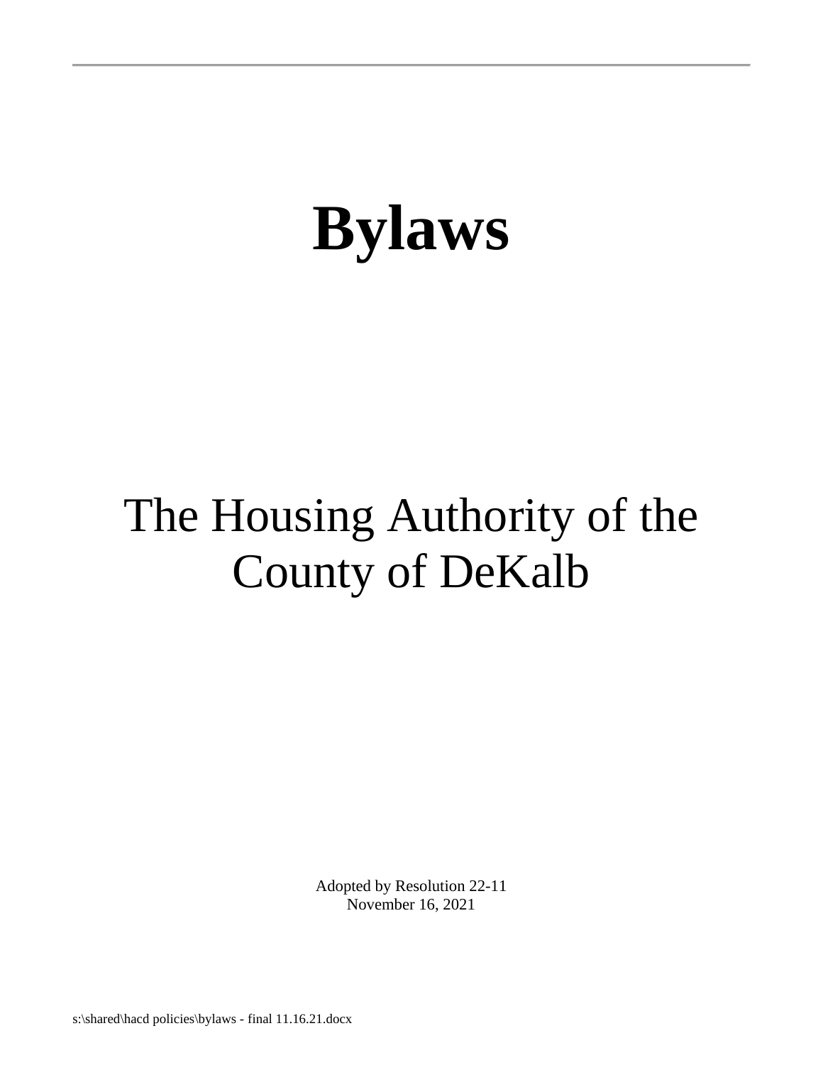# Bylaws

The Housing Authority of the County of DeKalb

Adopted by Resolution 22-11
November 16, 2021

s:\shared\hacd policies\bylaws - final 11.16.21.docx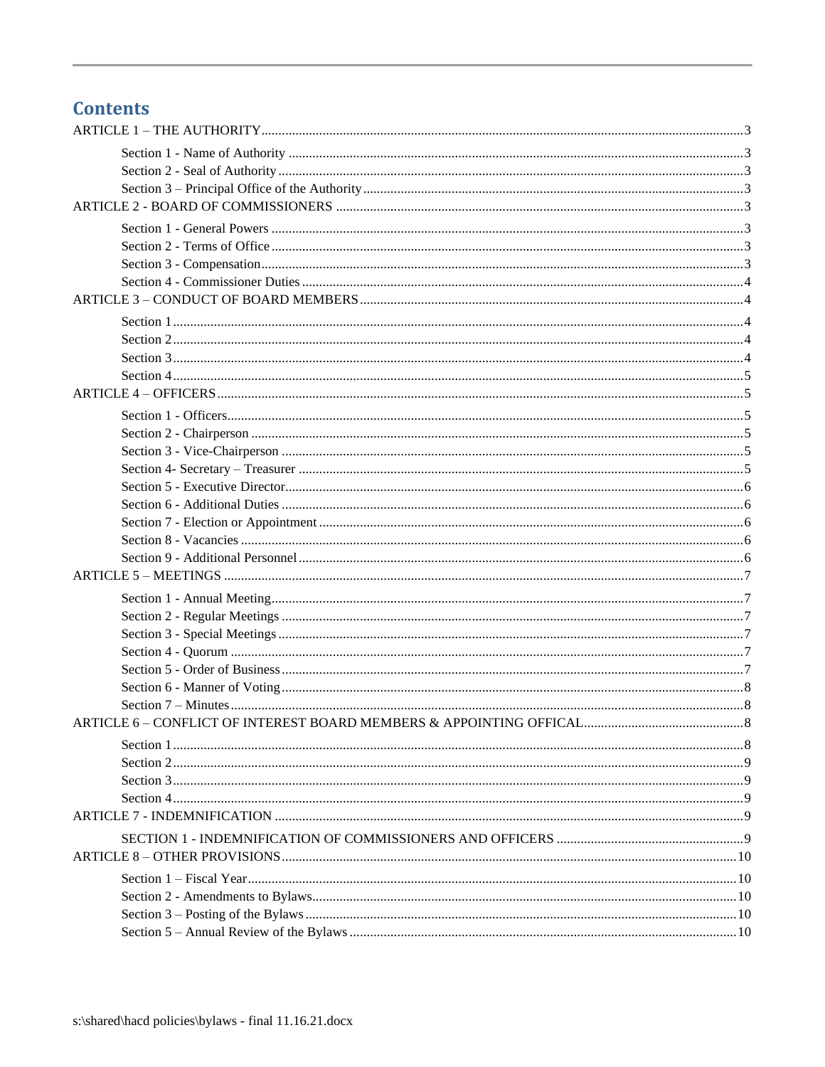# Contents

ARTICLE 1 – THE AUTHORITY .......... 3

- Section 1 - Name of Authority .......... 3
- Section 2 - Seal of Authority .......... 3
- Section 3 – Principal Office of the Authority .......... 3

ARTICLE 2 - BOARD OF COMMISSIONERS .......... 3

- Section 1 - General Powers .......... 3
- Section 2 - Terms of Office .......... 3
- Section 3 - Compensation .......... 3
- Section 4 - Commissioner Duties .......... 4

ARTICLE 3 – CONDUCT OF BOARD MEMBERS .......... 4

- Section 1 .......... 4
- Section 2 .......... 4
- Section 3 .......... 4
- Section 4 .......... 5

ARTICLE 4 – OFFICERS .......... 5

- Section 1 - Officers .......... 5
- Section 2 - Chairperson .......... 5
- Section 3 - Vice-Chairperson .......... 5
- Section 4- Secretary – Treasurer .......... 5
- Section 5 - Executive Director .......... 6
- Section 6 - Additional Duties .......... 6
- Section 7 - Election or Appointment .......... 6
- Section 8 - Vacancies .......... 6
- Section 9 - Additional Personnel .......... 6

ARTICLE 5 – MEETINGS .......... 7

- Section 1 - Annual Meeting .......... 7
- Section 2 - Regular Meetings .......... 7
- Section 3 - Special Meetings .......... 7
- Section 4 - Quorum .......... 7
- Section 5 - Order of Business .......... 7
- Section 6 - Manner of Voting .......... 8
- Section 7 – Minutes .......... 8

ARTICLE 6 – CONFLICT OF INTEREST BOARD MEMBERS & APPOINTING OFFICAL .......... 8

- Section 1 .......... 8
- Section 2 .......... 9
- Section 3 .......... 9
- Section 4 .......... 9

ARTICLE 7 - INDEMNIFICATION .......... 9

- SECTION 1 - INDEMNIFICATION OF COMMISSIONERS AND OFFICERS .......... 9

ARTICLE 8 – OTHER PROVISIONS .......... 10

- Section 1 – Fiscal Year .......... 10
- Section 2 - Amendments to Bylaws .......... 10
- Section 3 – Posting of the Bylaws .......... 10
- Section 5 – Annual Review of the Bylaws .......... 10

s:\shared\hacd policies\bylaws - final 11.16.21.docx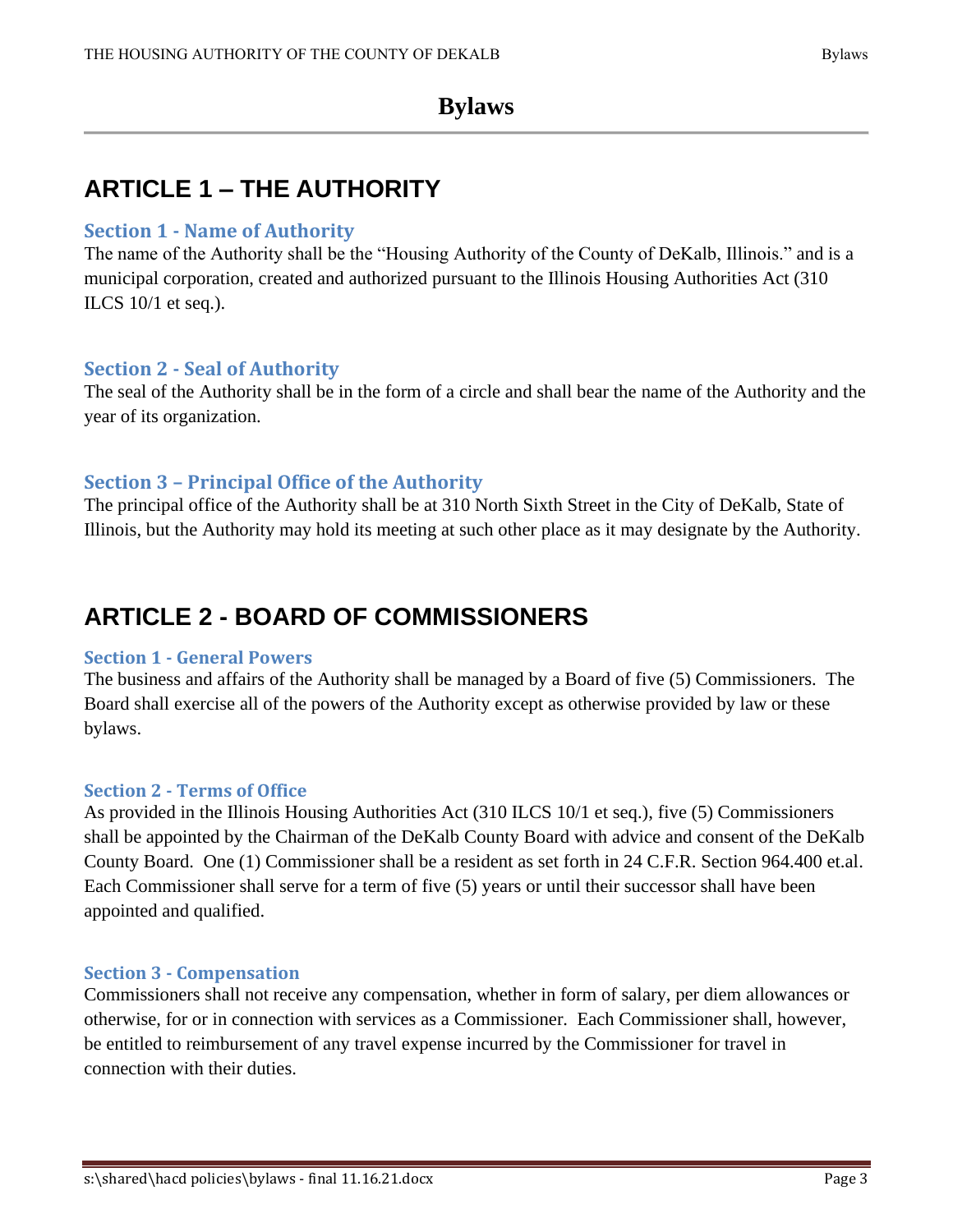# Bylaws

## ARTICLE 1 – THE AUTHORITY

### Section 1 - Name of Authority

The name of the Authority shall be the "Housing Authority of the County of DeKalb, Illinois." and is a municipal corporation, created and authorized pursuant to the Illinois Housing Authorities Act (310 ILCS 10/1 et seq.).

### Section 2 - Seal of Authority

The seal of the Authority shall be in the form of a circle and shall bear the name of the Authority and the year of its organization.

### Section 3 – Principal Office of the Authority

The principal office of the Authority shall be at 310 North Sixth Street in the City of DeKalb, State of Illinois, but the Authority may hold its meeting at such other place as it may designate by the Authority.

## ARTICLE 2 - BOARD OF COMMISSIONERS

### Section 1 - General Powers

The business and affairs of the Authority shall be managed by a Board of five (5) Commissioners. The Board shall exercise all of the powers of the Authority except as otherwise provided by law or these bylaws.

### Section 2 - Terms of Office

As provided in the Illinois Housing Authorities Act (310 ILCS 10/1 et seq.), five (5) Commissioners shall be appointed by the Chairman of the DeKalb County Board with advice and consent of the DeKalb County Board. One (1) Commissioner shall be a resident as set forth in 24 C.F.R. Section 964.400 et.al. Each Commissioner shall serve for a term of five (5) years or until their successor shall have been appointed and qualified.

### Section 3 - Compensation

Commissioners shall not receive any compensation, whether in form of salary, per diem allowances or otherwise, for or in connection with services as a Commissioner. Each Commissioner shall, however, be entitled to reimbursement of any travel expense incurred by the Commissioner for travel in connection with their duties.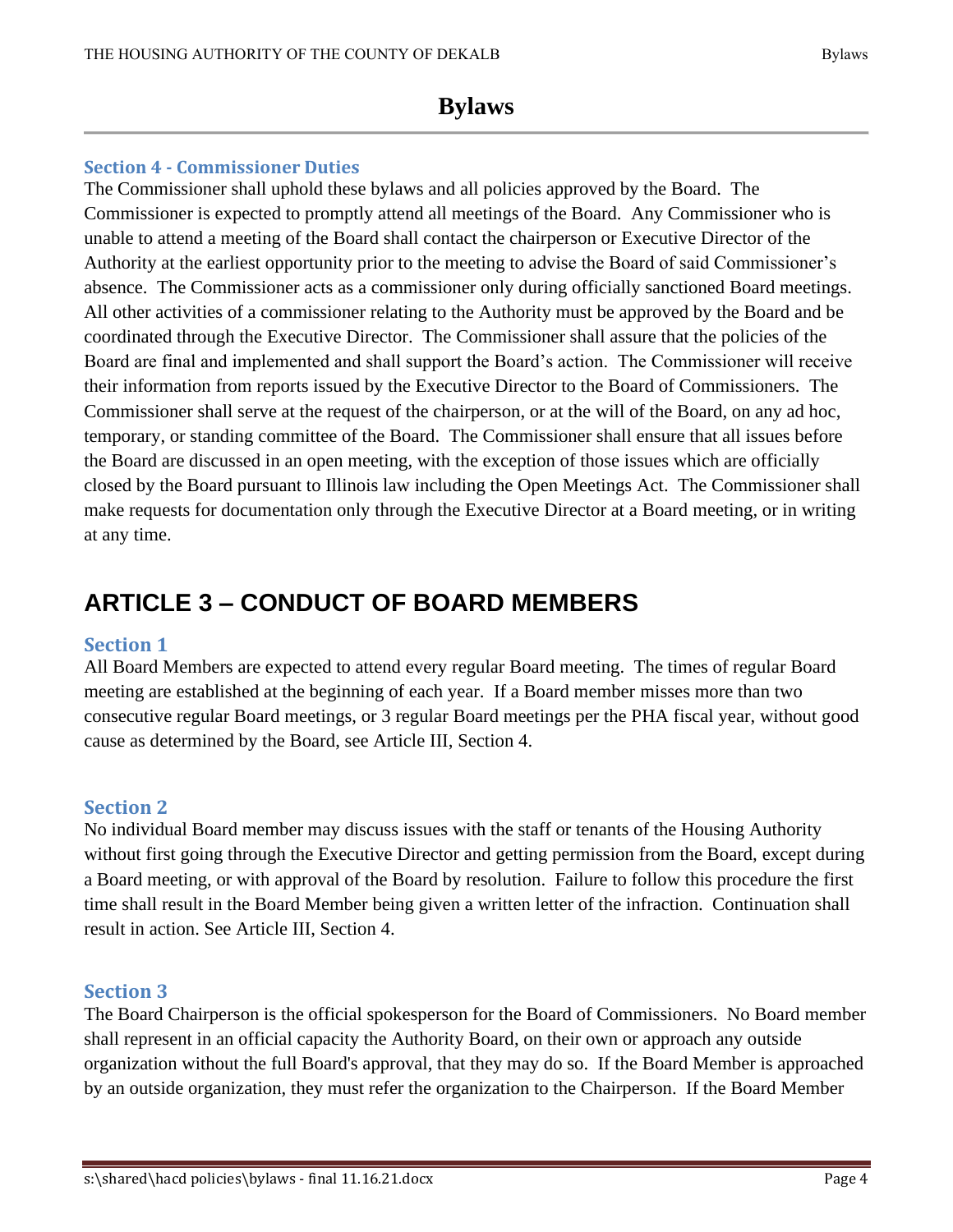### Section 4 - Commissioner Duties

The Commissioner shall uphold these bylaws and all policies approved by the Board. The Commissioner is expected to promptly attend all meetings of the Board. Any Commissioner who is unable to attend a meeting of the Board shall contact the chairperson or Executive Director of the Authority at the earliest opportunity prior to the meeting to advise the Board of said Commissioner's absence. The Commissioner acts as a commissioner only during officially sanctioned Board meetings. All other activities of a commissioner relating to the Authority must be approved by the Board and be coordinated through the Executive Director. The Commissioner shall assure that the policies of the Board are final and implemented and shall support the Board's action. The Commissioner will receive their information from reports issued by the Executive Director to the Board of Commissioners. The Commissioner shall serve at the request of the chairperson, or at the will of the Board, on any ad hoc, temporary, or standing committee of the Board. The Commissioner shall ensure that all issues before the Board are discussed in an open meeting, with the exception of those issues which are officially closed by the Board pursuant to Illinois law including the Open Meetings Act. The Commissioner shall make requests for documentation only through the Executive Director at a Board meeting, or in writing at any time.

## ARTICLE 3 – CONDUCT OF BOARD MEMBERS

### Section 1

All Board Members are expected to attend every regular Board meeting. The times of regular Board meeting are established at the beginning of each year. If a Board member misses more than two consecutive regular Board meetings, or 3 regular Board meetings per the PHA fiscal year, without good cause as determined by the Board, see Article III, Section 4.

### Section 2

No individual Board member may discuss issues with the staff or tenants of the Housing Authority without first going through the Executive Director and getting permission from the Board, except during a Board meeting, or with approval of the Board by resolution. Failure to follow this procedure the first time shall result in the Board Member being given a written letter of the infraction. Continuation shall result in action. See Article III, Section 4.

### Section 3

The Board Chairperson is the official spokesperson for the Board of Commissioners. No Board member shall represent in an official capacity the Authority Board, on their own or approach any outside organization without the full Board's approval, that they may do so. If the Board Member is approached by an outside organization, they must refer the organization to the Chairperson. If the Board Member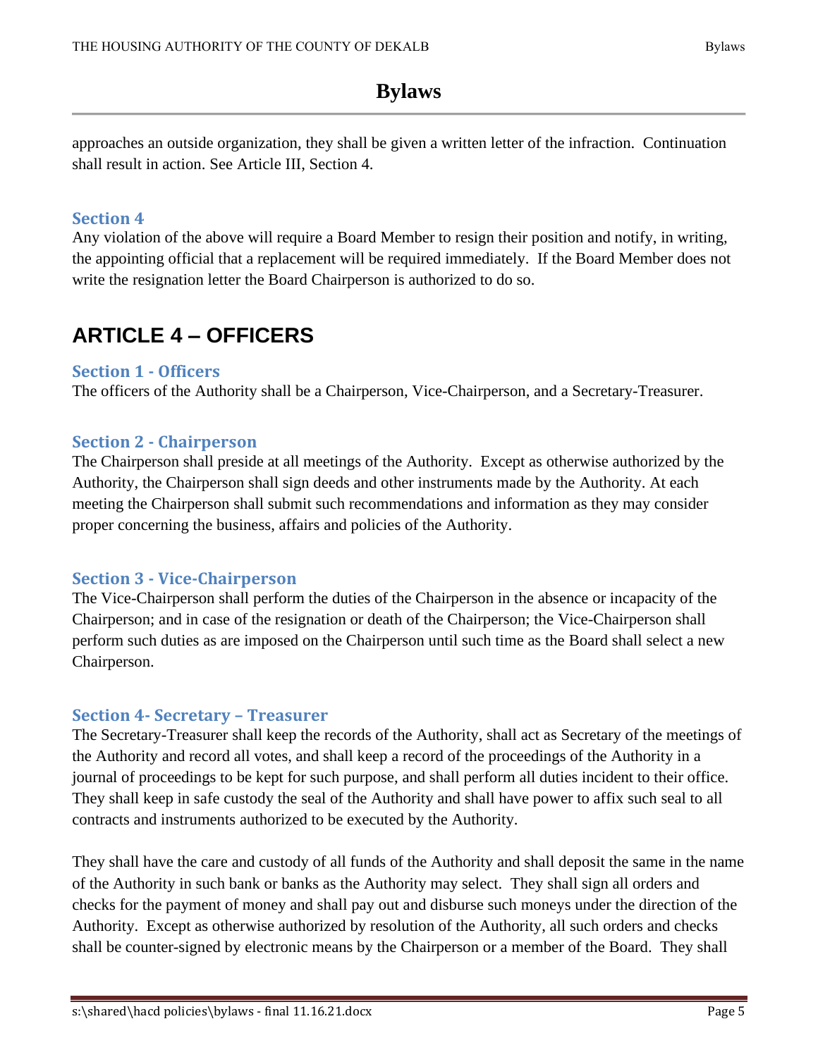approaches an outside organization, they shall be given a written letter of the infraction. Continuation shall result in action. See Article III, Section 4.

### Section 4

Any violation of the above will require a Board Member to resign their position and notify, in writing, the appointing official that a replacement will be required immediately. If the Board Member does not write the resignation letter the Board Chairperson is authorized to do so.

## ARTICLE 4 – OFFICERS

### Section 1 - Officers

The officers of the Authority shall be a Chairperson, Vice-Chairperson, and a Secretary-Treasurer.

### Section 2 - Chairperson

The Chairperson shall preside at all meetings of the Authority. Except as otherwise authorized by the Authority, the Chairperson shall sign deeds and other instruments made by the Authority. At each meeting the Chairperson shall submit such recommendations and information as they may consider proper concerning the business, affairs and policies of the Authority.

### Section 3 - Vice-Chairperson

The Vice-Chairperson shall perform the duties of the Chairperson in the absence or incapacity of the Chairperson; and in case of the resignation or death of the Chairperson; the Vice-Chairperson shall perform such duties as are imposed on the Chairperson until such time as the Board shall select a new Chairperson.

### Section 4- Secretary – Treasurer

The Secretary-Treasurer shall keep the records of the Authority, shall act as Secretary of the meetings of the Authority and record all votes, and shall keep a record of the proceedings of the Authority in a journal of proceedings to be kept for such purpose, and shall perform all duties incident to their office. They shall keep in safe custody the seal of the Authority and shall have power to affix such seal to all contracts and instruments authorized to be executed by the Authority.

They shall have the care and custody of all funds of the Authority and shall deposit the same in the name of the Authority in such bank or banks as the Authority may select. They shall sign all orders and checks for the payment of money and shall pay out and disburse such moneys under the direction of the Authority. Except as otherwise authorized by resolution of the Authority, all such orders and checks shall be counter-signed by electronic means by the Chairperson or a member of the Board. They shall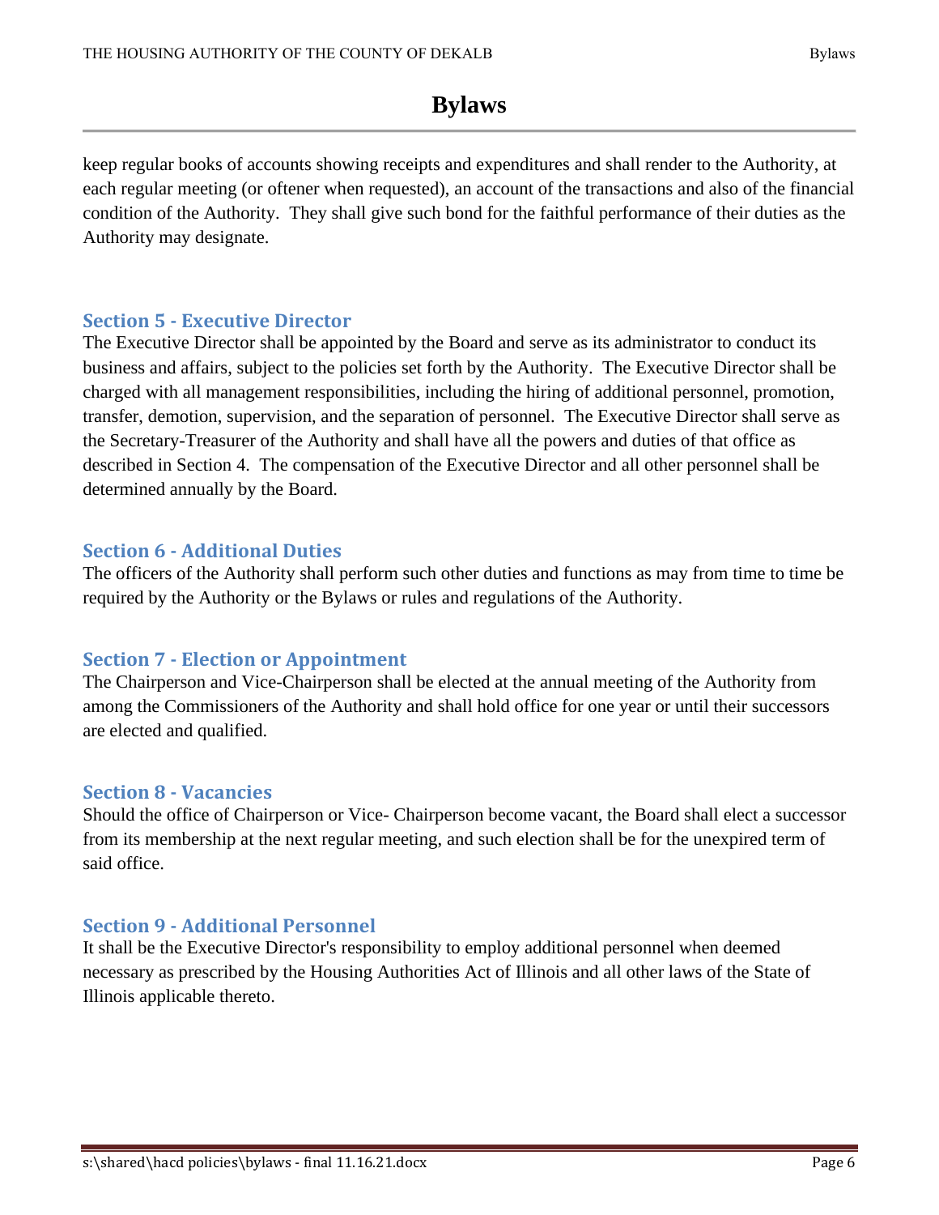keep regular books of accounts showing receipts and expenditures and shall render to the Authority, at each regular meeting (or oftener when requested), an account of the transactions and also of the financial condition of the Authority. They shall give such bond for the faithful performance of their duties as the Authority may designate.

## Section 5 - Executive Director

The Executive Director shall be appointed by the Board and serve as its administrator to conduct its business and affairs, subject to the policies set forth by the Authority. The Executive Director shall be charged with all management responsibilities, including the hiring of additional personnel, promotion, transfer, demotion, supervision, and the separation of personnel. The Executive Director shall serve as the Secretary-Treasurer of the Authority and shall have all the powers and duties of that office as described in Section 4. The compensation of the Executive Director and all other personnel shall be determined annually by the Board.

## Section 6 - Additional Duties

The officers of the Authority shall perform such other duties and functions as may from time to time be required by the Authority or the Bylaws or rules and regulations of the Authority.

## Section 7 - Election or Appointment

The Chairperson and Vice-Chairperson shall be elected at the annual meeting of the Authority from among the Commissioners of the Authority and shall hold office for one year or until their successors are elected and qualified.

## Section 8 - Vacancies

Should the office of Chairperson or Vice- Chairperson become vacant, the Board shall elect a successor from its membership at the next regular meeting, and such election shall be for the unexpired term of said office.

## Section 9 - Additional Personnel

It shall be the Executive Director's responsibility to employ additional personnel when deemed necessary as prescribed by the Housing Authorities Act of Illinois and all other laws of the State of Illinois applicable thereto.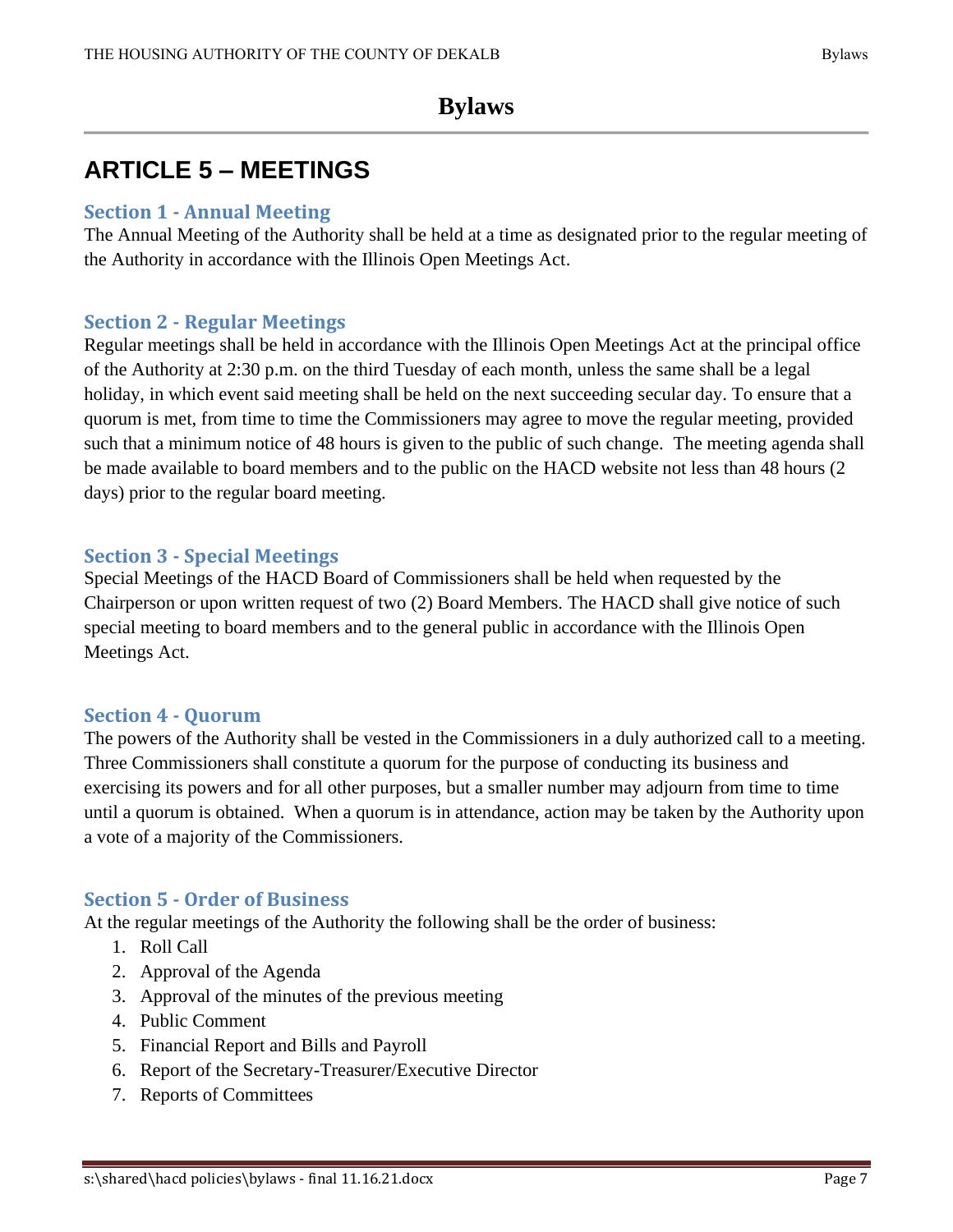# Bylaws

## ARTICLE 5 – MEETINGS

### Section 1 - Annual Meeting

The Annual Meeting of the Authority shall be held at a time as designated prior to the regular meeting of the Authority in accordance with the Illinois Open Meetings Act.

### Section 2 - Regular Meetings

Regular meetings shall be held in accordance with the Illinois Open Meetings Act at the principal office of the Authority at 2:30 p.m. on the third Tuesday of each month, unless the same shall be a legal holiday, in which event said meeting shall be held on the next succeeding secular day. To ensure that a quorum is met, from time to time the Commissioners may agree to move the regular meeting, provided such that a minimum notice of 48 hours is given to the public of such change. The meeting agenda shall be made available to board members and to the public on the HACD website not less than 48 hours (2 days) prior to the regular board meeting.

### Section 3 - Special Meetings

Special Meetings of the HACD Board of Commissioners shall be held when requested by the Chairperson or upon written request of two (2) Board Members. The HACD shall give notice of such special meeting to board members and to the general public in accordance with the Illinois Open Meetings Act.

### Section 4 - Quorum

The powers of the Authority shall be vested in the Commissioners in a duly authorized call to a meeting. Three Commissioners shall constitute a quorum for the purpose of conducting its business and exercising its powers and for all other purposes, but a smaller number may adjourn from time to time until a quorum is obtained. When a quorum is in attendance, action may be taken by the Authority upon a vote of a majority of the Commissioners.

### Section 5 - Order of Business

At the regular meetings of the Authority the following shall be the order of business:

1. Roll Call
2. Approval of the Agenda
3. Approval of the minutes of the previous meeting
4. Public Comment
5. Financial Report and Bills and Payroll
6. Report of the Secretary-Treasurer/Executive Director
7. Reports of Committees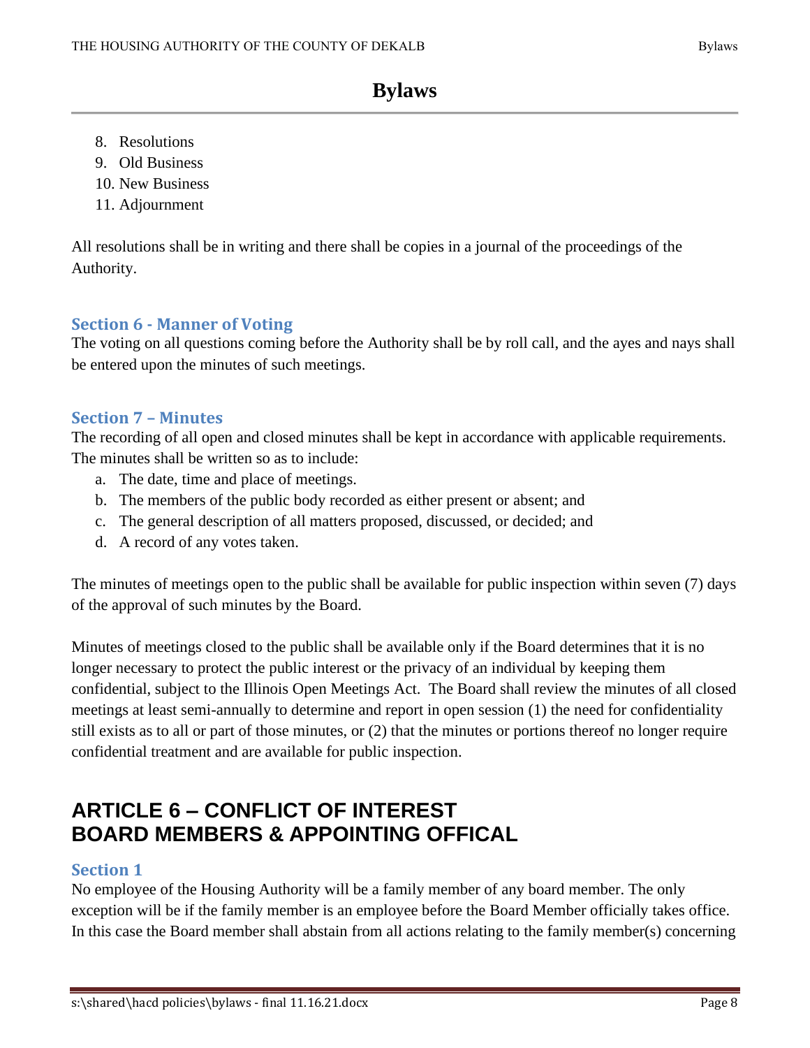8. Resolutions
9. Old Business
10. New Business
11. Adjournment

All resolutions shall be in writing and there shall be copies in a journal of the proceedings of the Authority.

### Section 6 - Manner of Voting

The voting on all questions coming before the Authority shall be by roll call, and the ayes and nays shall be entered upon the minutes of such meetings.

### Section 7 – Minutes

The recording of all open and closed minutes shall be kept in accordance with applicable requirements. The minutes shall be written so as to include:

a. The date, time and place of meetings.
b. The members of the public body recorded as either present or absent; and
c. The general description of all matters proposed, discussed, or decided; and
d. A record of any votes taken.

The minutes of meetings open to the public shall be available for public inspection within seven (7) days of the approval of such minutes by the Board.

Minutes of meetings closed to the public shall be available only if the Board determines that it is no longer necessary to protect the public interest or the privacy of an individual by keeping them confidential, subject to the Illinois Open Meetings Act. The Board shall review the minutes of all closed meetings at least semi-annually to determine and report in open session (1) the need for confidentiality still exists as to all or part of those minutes, or (2) that the minutes or portions thereof no longer require confidential treatment and are available for public inspection.

## ARTICLE 6 – CONFLICT OF INTEREST BOARD MEMBERS & APPOINTING OFFICAL

### Section 1

No employee of the Housing Authority will be a family member of any board member. The only exception will be if the family member is an employee before the Board Member officially takes office. In this case the Board member shall abstain from all actions relating to the family member(s) concerning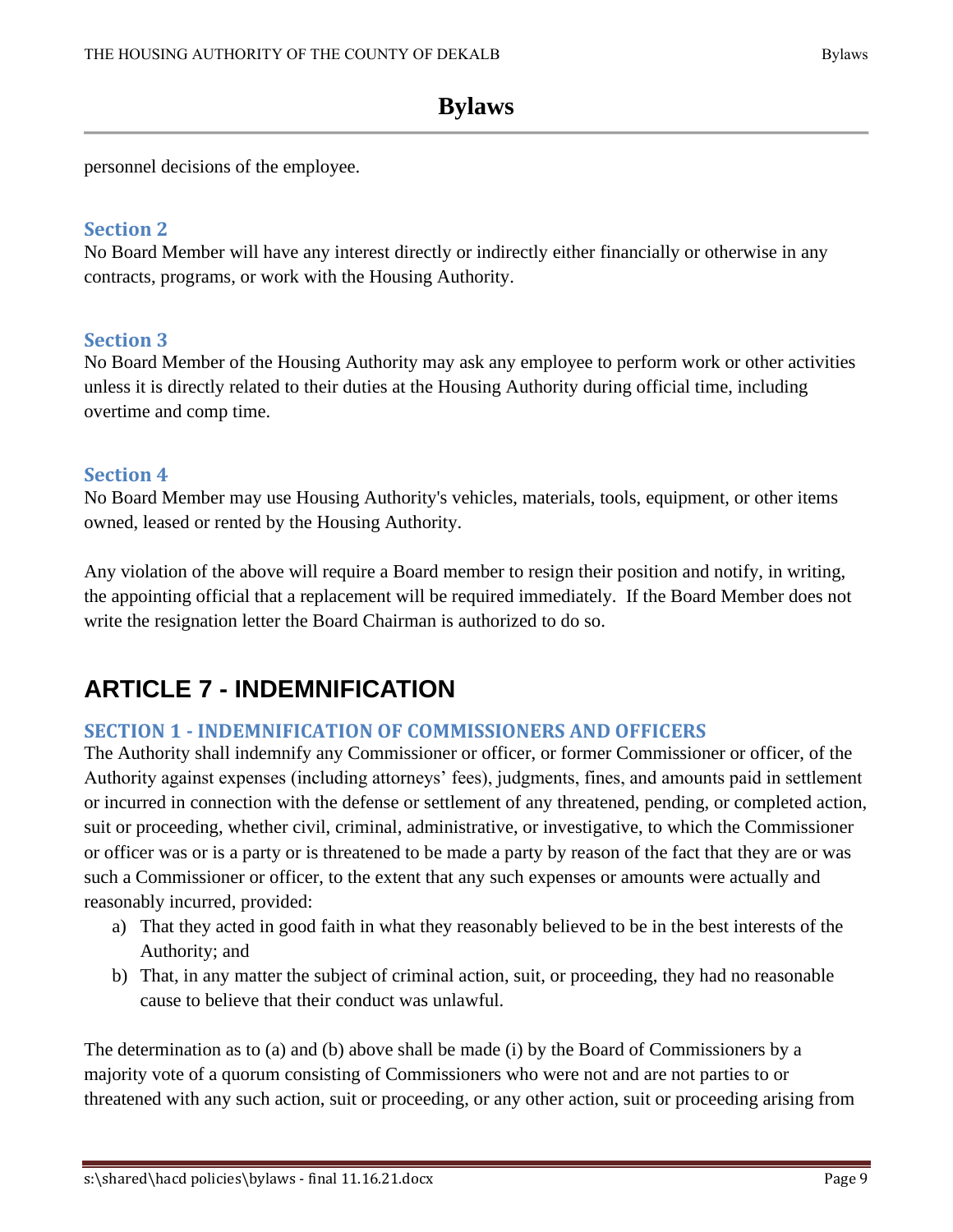personnel decisions of the employee.

### Section 2

No Board Member will have any interest directly or indirectly either financially or otherwise in any contracts, programs, or work with the Housing Authority.

### Section 3

No Board Member of the Housing Authority may ask any employee to perform work or other activities unless it is directly related to their duties at the Housing Authority during official time, including overtime and comp time.

### Section 4

No Board Member may use Housing Authority's vehicles, materials, tools, equipment, or other items owned, leased or rented by the Housing Authority.

Any violation of the above will require a Board member to resign their position and notify, in writing, the appointing official that a replacement will be required immediately. If the Board Member does not write the resignation letter the Board Chairman is authorized to do so.

## ARTICLE 7 - INDEMNIFICATION

### SECTION 1 - INDEMNIFICATION OF COMMISSIONERS AND OFFICERS

The Authority shall indemnify any Commissioner or officer, or former Commissioner or officer, of the Authority against expenses (including attorneys' fees), judgments, fines, and amounts paid in settlement or incurred in connection with the defense or settlement of any threatened, pending, or completed action, suit or proceeding, whether civil, criminal, administrative, or investigative, to which the Commissioner or officer was or is a party or is threatened to be made a party by reason of the fact that they are or was such a Commissioner or officer, to the extent that any such expenses or amounts were actually and reasonably incurred, provided:

a) That they acted in good faith in what they reasonably believed to be in the best interests of the Authority; and
b) That, in any matter the subject of criminal action, suit, or proceeding, they had no reasonable cause to believe that their conduct was unlawful.

The determination as to (a) and (b) above shall be made (i) by the Board of Commissioners by a majority vote of a quorum consisting of Commissioners who were not and are not parties to or threatened with any such action, suit or proceeding, or any other action, suit or proceeding arising from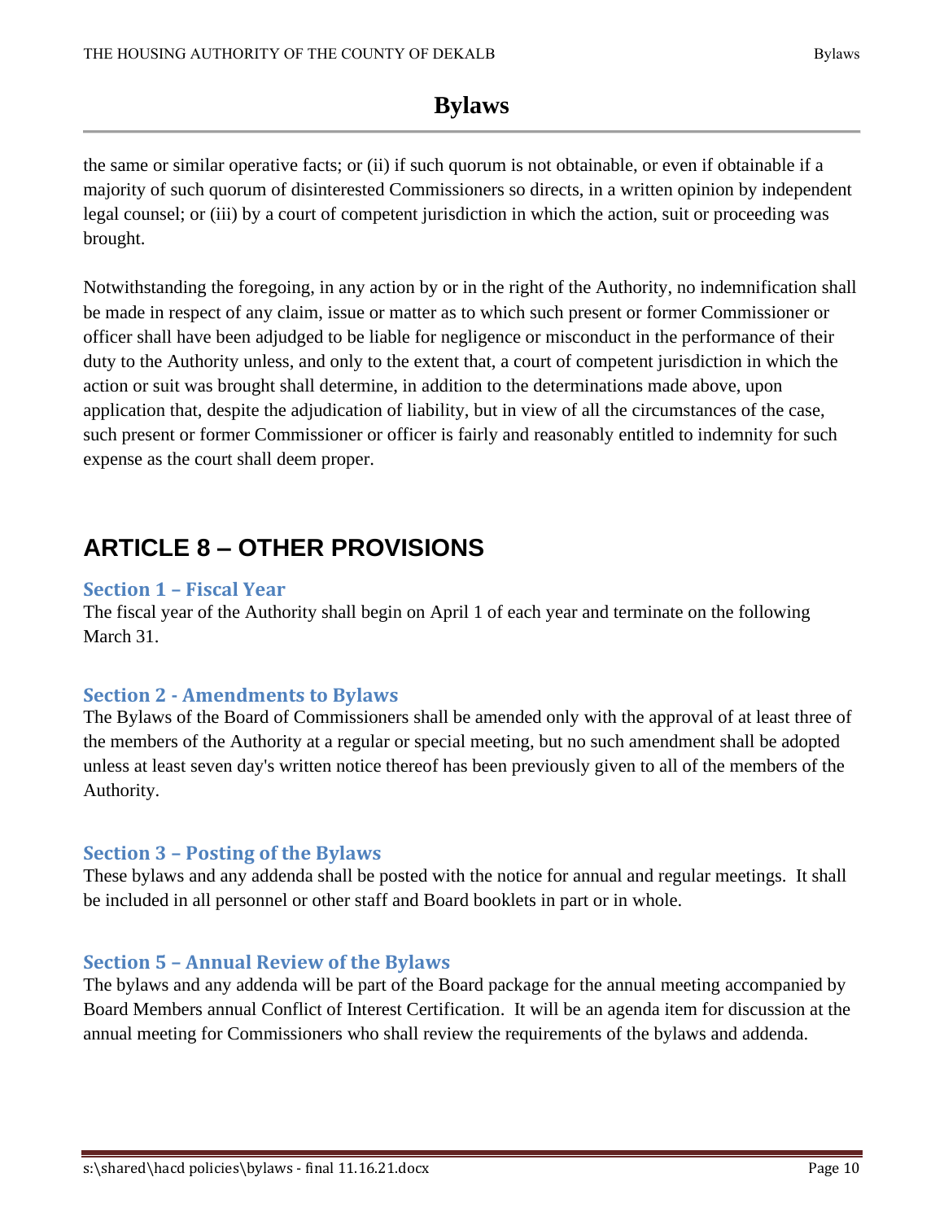the same or similar operative facts; or (ii) if such quorum is not obtainable, or even if obtainable if a majority of such quorum of disinterested Commissioners so directs, in a written opinion by independent legal counsel; or (iii) by a court of competent jurisdiction in which the action, suit or proceeding was brought.

Notwithstanding the foregoing, in any action by or in the right of the Authority, no indemnification shall be made in respect of any claim, issue or matter as to which such present or former Commissioner or officer shall have been adjudged to be liable for negligence or misconduct in the performance of their duty to the Authority unless, and only to the extent that, a court of competent jurisdiction in which the action or suit was brought shall determine, in addition to the determinations made above, upon application that, despite the adjudication of liability, but in view of all the circumstances of the case, such present or former Commissioner or officer is fairly and reasonably entitled to indemnity for such expense as the court shall deem proper.

# ARTICLE 8 – OTHER PROVISIONS

### Section 1 – Fiscal Year

The fiscal year of the Authority shall begin on April 1 of each year and terminate on the following March 31.

### Section 2 - Amendments to Bylaws

The Bylaws of the Board of Commissioners shall be amended only with the approval of at least three of the members of the Authority at a regular or special meeting, but no such amendment shall be adopted unless at least seven day's written notice thereof has been previously given to all of the members of the Authority.

### Section 3 – Posting of the Bylaws

These bylaws and any addenda shall be posted with the notice for annual and regular meetings. It shall be included in all personnel or other staff and Board booklets in part or in whole.

### Section 5 – Annual Review of the Bylaws

The bylaws and any addenda will be part of the Board package for the annual meeting accompanied by Board Members annual Conflict of Interest Certification. It will be an agenda item for discussion at the annual meeting for Commissioners who shall review the requirements of the bylaws and addenda.